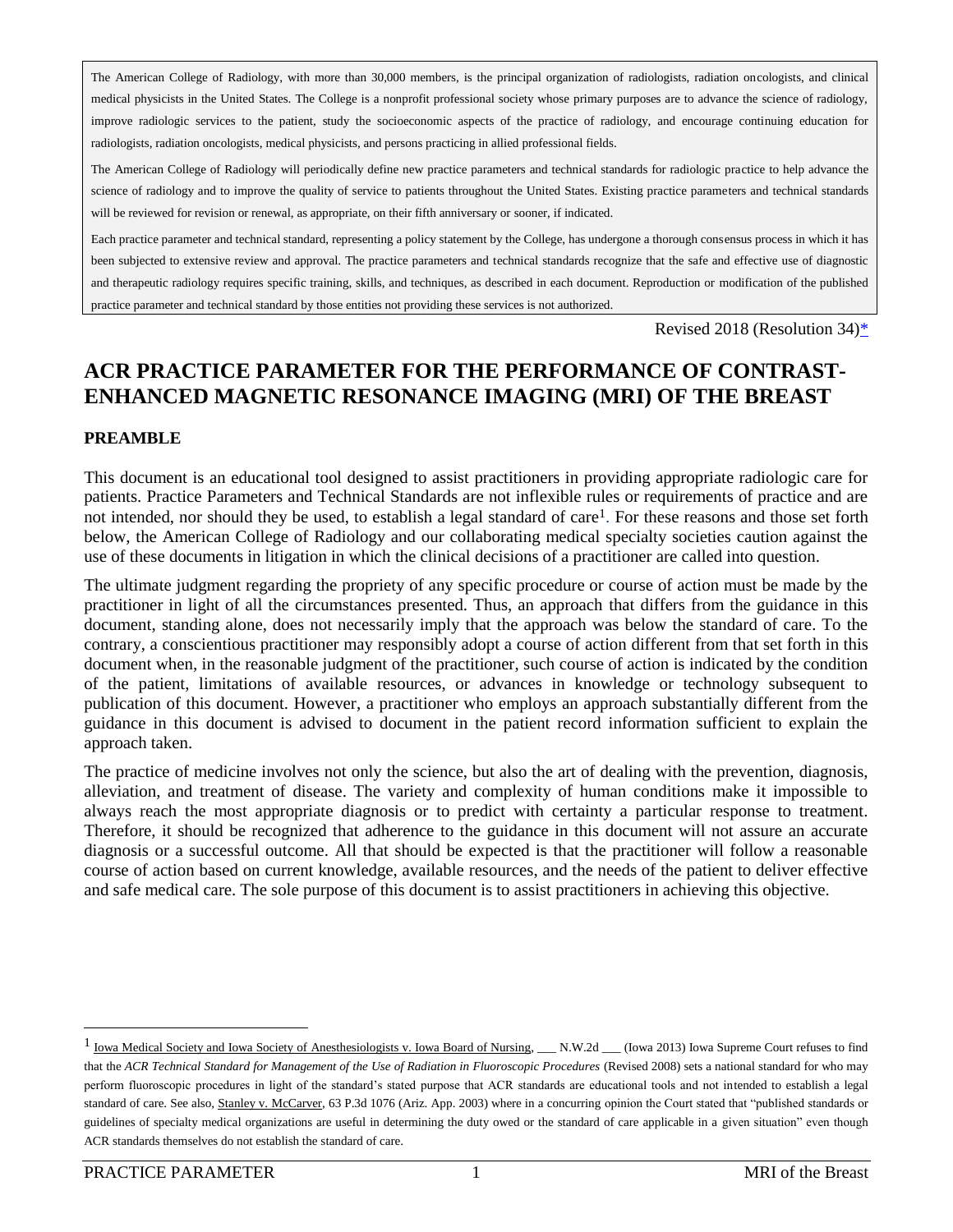The American College of Radiology, with more than 30,000 members, is the principal organization of radiologists, radiation oncologists, and clinical medical physicists in the United States. The College is a nonprofit professional society whose primary purposes are to advance the science of radiology, improve radiologic services to the patient, study the socioeconomic aspects of the practice of radiology, and encourage continuing education for radiologists, radiation oncologists, medical physicists, and persons practicing in allied professional fields.

The American College of Radiology will periodically define new practice parameters and technical standards for radiologic practice to help advance the science of radiology and to improve the quality of service to patients throughout the United States. Existing practice parameters and technical standards will be reviewed for revision or renewal, as appropriate, on their fifth anniversary or sooner, if indicated.

Each practice parameter and technical standard, representing a policy statement by the College, has undergone a thorough consensus process in which it has been subjected to extensive review and approval. The practice parameters and technical standards recognize that the safe and effective use of diagnostic and therapeutic radiology requires specific training, skills, and techniques, as described in each document. Reproduction or modification of the published practice parameter and technical standard by those entities not providing these services is not authorized.

Revised 2018 (Resolution 34)*

# ACR PRACTICE PARAMETER FOR THE PERFORMANCE OF CONTRAST-ENHANCED MAGNETIC RESONANCE IMAGING (MRI) OF THE BREAST

## PREAMBLE

This document is an educational tool designed to assist practitioners in providing appropriate radiologic care for patients. Practice Parameters and Technical Standards are not inflexible rules or requirements of practice and are not intended, nor should they be used, to establish a legal standard of care[1]. For these reasons and those set forth below, the American College of Radiology and our collaborating medical specialty societies caution against the use of these documents in litigation in which the clinical decisions of a practitioner are called into question.

The ultimate judgment regarding the propriety of any specific procedure or course of action must be made by the practitioner in light of all the circumstances presented. Thus, an approach that differs from the guidance in this document, standing alone, does not necessarily imply that the approach was below the standard of care. To the contrary, a conscientious practitioner may responsibly adopt a course of action different from that set forth in this document when, in the reasonable judgment of the practitioner, such course of action is indicated by the condition of the patient, limitations of available resources, or advances in knowledge or technology subsequent to publication of this document. However, a practitioner who employs an approach substantially different from the guidance in this document is advised to document in the patient record information sufficient to explain the approach taken.

The practice of medicine involves not only the science, but also the art of dealing with the prevention, diagnosis, alleviation, and treatment of disease. The variety and complexity of human conditions make it impossible to always reach the most appropriate diagnosis or to predict with certainty a particular response to treatment. Therefore, it should be recognized that adherence to the guidance in this document will not assure an accurate diagnosis or a successful outcome. All that should be expected is that the practitioner will follow a reasonable course of action based on current knowledge, available resources, and the needs of the patient to deliver effective and safe medical care. The sole purpose of this document is to assist practitioners in achieving this objective.

[1] Iowa Medical Society and Iowa Society of Anesthesiologists v. Iowa Board of Nursing, ___ N.W.2d ___ (Iowa 2013) Iowa Supreme Court refuses to find that the *ACR Technical Standard for Management of the Use of Radiation in Fluoroscopic Procedures* (Revised 2008) sets a national standard for who may perform fluoroscopic procedures in light of the standard's stated purpose that ACR standards are educational tools and not intended to establish a legal standard of care. See also, Stanley v. McCarver, 63 P.3d 1076 (Ariz. App. 2003) where in a concurring opinion the Court stated that "published standards or guidelines of specialty medical organizations are useful in determining the duty owed or the standard of care applicable in a given situation" even though ACR standards themselves do not establish the standard of care.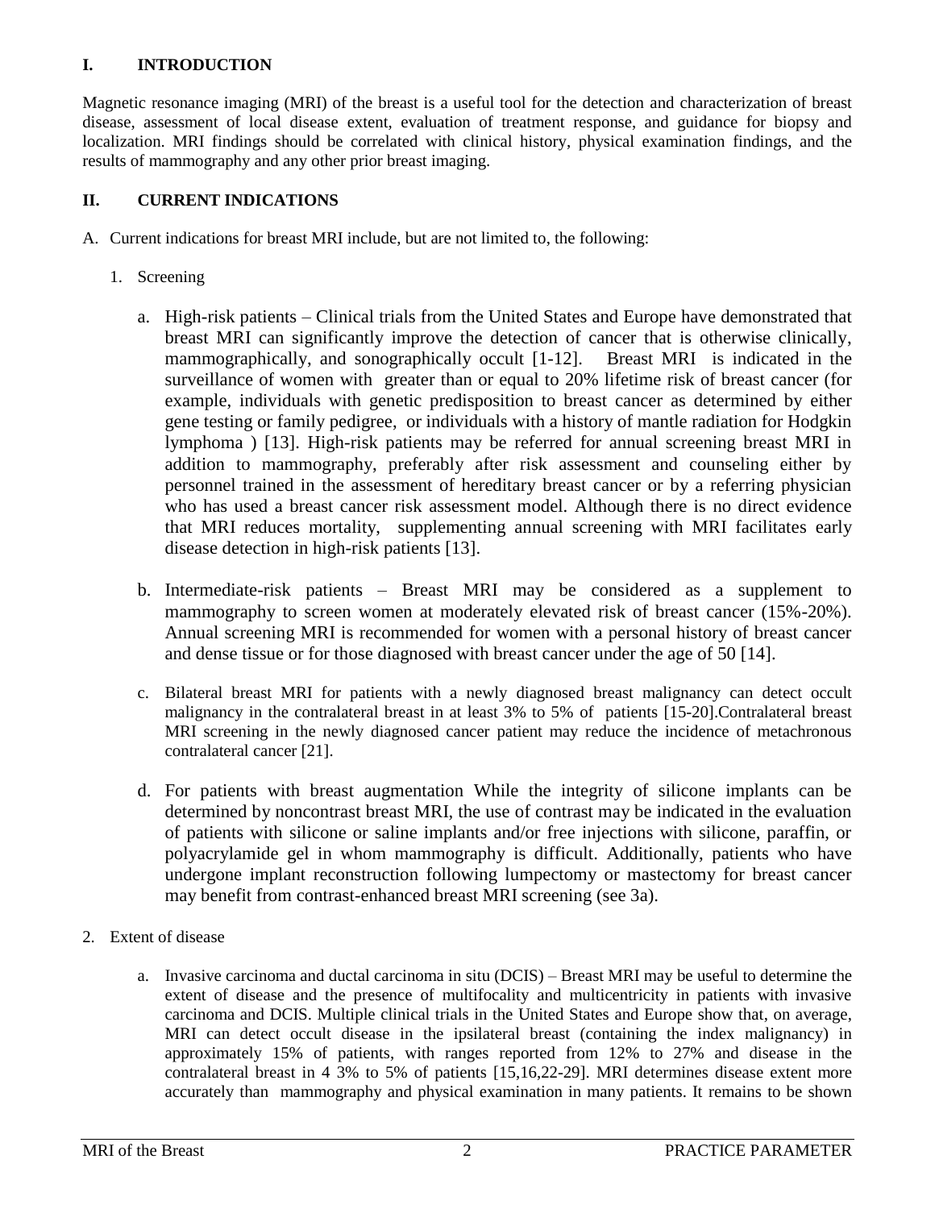## I. INTRODUCTION

Magnetic resonance imaging (MRI) of the breast is a useful tool for the detection and characterization of breast disease, assessment of local disease extent, evaluation of treatment response, and guidance for biopsy and localization. MRI findings should be correlated with clinical history, physical examination findings, and the results of mammography and any other prior breast imaging.

## II. CURRENT INDICATIONS

A. Current indications for breast MRI include, but are not limited to, the following:

1. Screening

   a. High-risk patients – Clinical trials from the United States and Europe have demonstrated that breast MRI can significantly improve the detection of cancer that is otherwise clinically, mammographically, and sonographically occult [1-12]. Breast MRI is indicated in the surveillance of women with greater than or equal to 20% lifetime risk of breast cancer (for example, individuals with genetic predisposition to breast cancer as determined by either gene testing or family pedigree, or individuals with a history of mantle radiation for Hodgkin lymphoma ) [13]. High-risk patients may be referred for annual screening breast MRI in addition to mammography, preferably after risk assessment and counseling either by personnel trained in the assessment of hereditary breast cancer or by a referring physician who has used a breast cancer risk assessment model. Although there is no direct evidence that MRI reduces mortality, supplementing annual screening with MRI facilitates early disease detection in high-risk patients [13].

   b. Intermediate-risk patients – Breast MRI may be considered as a supplement to mammography to screen women at moderately elevated risk of breast cancer (15%-20%). Annual screening MRI is recommended for women with a personal history of breast cancer and dense tissue or for those diagnosed with breast cancer under the age of 50 [14].

   c. Bilateral breast MRI for patients with a newly diagnosed breast malignancy can detect occult malignancy in the contralateral breast in at least 3% to 5% of patients [15-20].Contralateral breast MRI screening in the newly diagnosed cancer patient may reduce the incidence of metachronous contralateral cancer [21].

   d. For patients with breast augmentation While the integrity of silicone implants can be determined by noncontrast breast MRI, the use of contrast may be indicated in the evaluation of patients with silicone or saline implants and/or free injections with silicone, paraffin, or polyacrylamide gel in whom mammography is difficult. Additionally, patients who have undergone implant reconstruction following lumpectomy or mastectomy for breast cancer may benefit from contrast-enhanced breast MRI screening (see 3a).

2. Extent of disease

   a. Invasive carcinoma and ductal carcinoma in situ (DCIS) – Breast MRI may be useful to determine the extent of disease and the presence of multifocality and multicentricity in patients with invasive carcinoma and DCIS. Multiple clinical trials in the United States and Europe show that, on average, MRI can detect occult disease in the ipsilateral breast (containing the index malignancy) in approximately 15% of patients, with ranges reported from 12% to 27% and disease in the contralateral breast in 4 3% to 5% of patients [15,16,22-29]. MRI determines disease extent more accurately than mammography and physical examination in many patients. It remains to be shown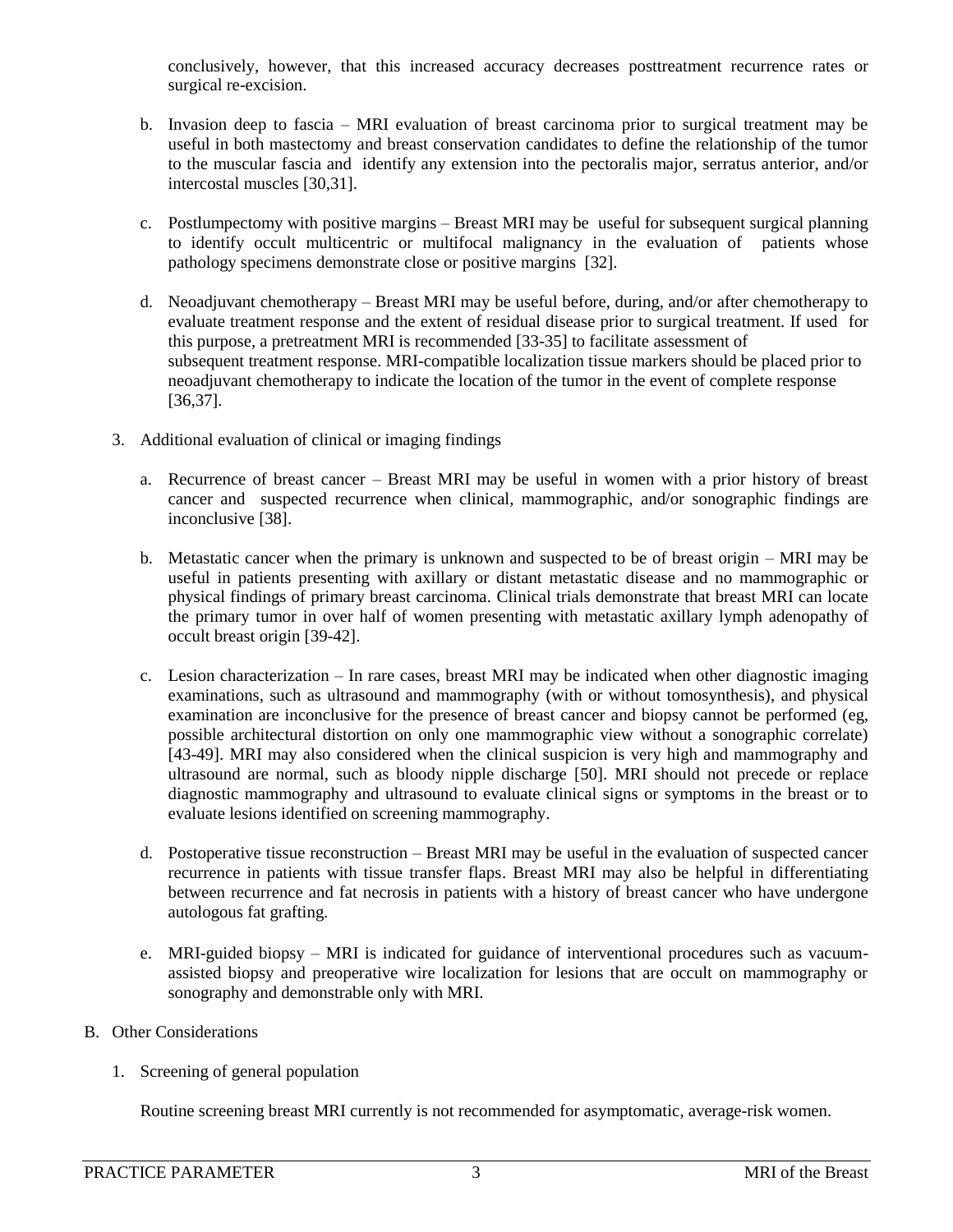conclusively, however, that this increased accuracy decreases posttreatment recurrence rates or surgical re-excision.

b. Invasion deep to fascia – MRI evaluation of breast carcinoma prior to surgical treatment may be useful in both mastectomy and breast conservation candidates to define the relationship of the tumor to the muscular fascia and identify any extension into the pectoralis major, serratus anterior, and/or intercostal muscles [30,31].

c. Postlumpectomy with positive margins – Breast MRI may be useful for subsequent surgical planning to identify occult multicentric or multifocal malignancy in the evaluation of patients whose pathology specimens demonstrate close or positive margins [32].

d. Neoadjuvant chemotherapy – Breast MRI may be useful before, during, and/or after chemotherapy to evaluate treatment response and the extent of residual disease prior to surgical treatment. If used for this purpose, a pretreatment MRI is recommended [33-35] to facilitate assessment of subsequent treatment response. MRI-compatible localization tissue markers should be placed prior to neoadjuvant chemotherapy to indicate the location of the tumor in the event of complete response [36,37].

3. Additional evaluation of clinical or imaging findings

   a. Recurrence of breast cancer – Breast MRI may be useful in women with a prior history of breast cancer and suspected recurrence when clinical, mammographic, and/or sonographic findings are inconclusive [38].

   b. Metastatic cancer when the primary is unknown and suspected to be of breast origin – MRI may be useful in patients presenting with axillary or distant metastatic disease and no mammographic or physical findings of primary breast carcinoma. Clinical trials demonstrate that breast MRI can locate the primary tumor in over half of women presenting with metastatic axillary lymph adenopathy of occult breast origin [39-42].

   c. Lesion characterization – In rare cases, breast MRI may be indicated when other diagnostic imaging examinations, such as ultrasound and mammography (with or without tomosynthesis), and physical examination are inconclusive for the presence of breast cancer and biopsy cannot be performed (eg, possible architectural distortion on only one mammographic view without a sonographic correlate) [43-49]. MRI may also considered when the clinical suspicion is very high and mammography and ultrasound are normal, such as bloody nipple discharge [50]. MRI should not precede or replace diagnostic mammography and ultrasound to evaluate clinical signs or symptoms in the breast or to evaluate lesions identified on screening mammography.

   d. Postoperative tissue reconstruction – Breast MRI may be useful in the evaluation of suspected cancer recurrence in patients with tissue transfer flaps. Breast MRI may also be helpful in differentiating between recurrence and fat necrosis in patients with a history of breast cancer who have undergone autologous fat grafting.

   e. MRI-guided biopsy – MRI is indicated for guidance of interventional procedures such as vacuum-assisted biopsy and preoperative wire localization for lesions that are occult on mammography or sonography and demonstrable only with MRI.

B. Other Considerations

1. Screening of general population

   Routine screening breast MRI currently is not recommended for asymptomatic, average-risk women.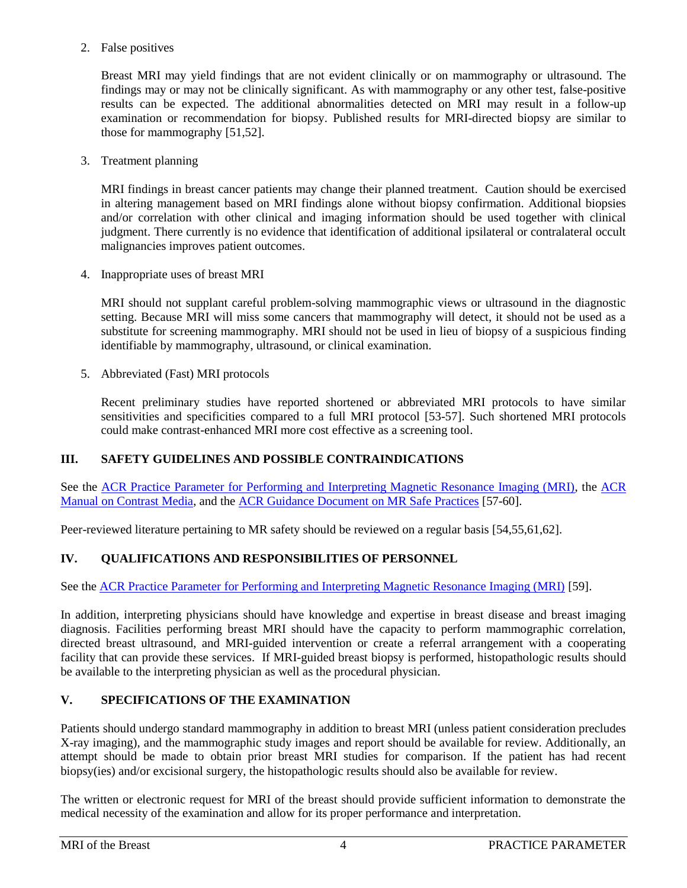2. False positives

   Breast MRI may yield findings that are not evident clinically or on mammography or ultrasound. The findings may or may not be clinically significant. As with mammography or any other test, false-positive results can be expected. The additional abnormalities detected on MRI may result in a follow-up examination or recommendation for biopsy. Published results for MRI-directed biopsy are similar to those for mammography [51,52].

3. Treatment planning

   MRI findings in breast cancer patients may change their planned treatment. Caution should be exercised in altering management based on MRI findings alone without biopsy confirmation. Additional biopsies and/or correlation with other clinical and imaging information should be used together with clinical judgment. There currently is no evidence that identification of additional ipsilateral or contralateral occult malignancies improves patient outcomes.

4. Inappropriate uses of breast MRI

   MRI should not supplant careful problem-solving mammographic views or ultrasound in the diagnostic setting. Because MRI will miss some cancers that mammography will detect, it should not be used as a substitute for screening mammography. MRI should not be used in lieu of biopsy of a suspicious finding identifiable by mammography, ultrasound, or clinical examination.

5. Abbreviated (Fast) MRI protocols

   Recent preliminary studies have reported shortened or abbreviated MRI protocols to have similar sensitivities and specificities compared to a full MRI protocol [53-57]. Such shortened MRI protocols could make contrast-enhanced MRI more cost effective as a screening tool.

## III. SAFETY GUIDELINES AND POSSIBLE CONTRAINDICATIONS

See the ACR Practice Parameter for Performing and Interpreting Magnetic Resonance Imaging (MRI), the ACR Manual on Contrast Media, and the ACR Guidance Document on MR Safe Practices [57-60].

Peer-reviewed literature pertaining to MR safety should be reviewed on a regular basis [54,55,61,62].

## IV. QUALIFICATIONS AND RESPONSIBILITIES OF PERSONNEL

See the ACR Practice Parameter for Performing and Interpreting Magnetic Resonance Imaging (MRI) [59].

In addition, interpreting physicians should have knowledge and expertise in breast disease and breast imaging diagnosis. Facilities performing breast MRI should have the capacity to perform mammographic correlation, directed breast ultrasound, and MRI-guided intervention or create a referral arrangement with a cooperating facility that can provide these services. If MRI-guided breast biopsy is performed, histopathologic results should be available to the interpreting physician as well as the procedural physician.

## V. SPECIFICATIONS OF THE EXAMINATION

Patients should undergo standard mammography in addition to breast MRI (unless patient consideration precludes X-ray imaging), and the mammographic study images and report should be available for review. Additionally, an attempt should be made to obtain prior breast MRI studies for comparison. If the patient has had recent biopsy(ies) and/or excisional surgery, the histopathologic results should also be available for review.

The written or electronic request for MRI of the breast should provide sufficient information to demonstrate the medical necessity of the examination and allow for its proper performance and interpretation.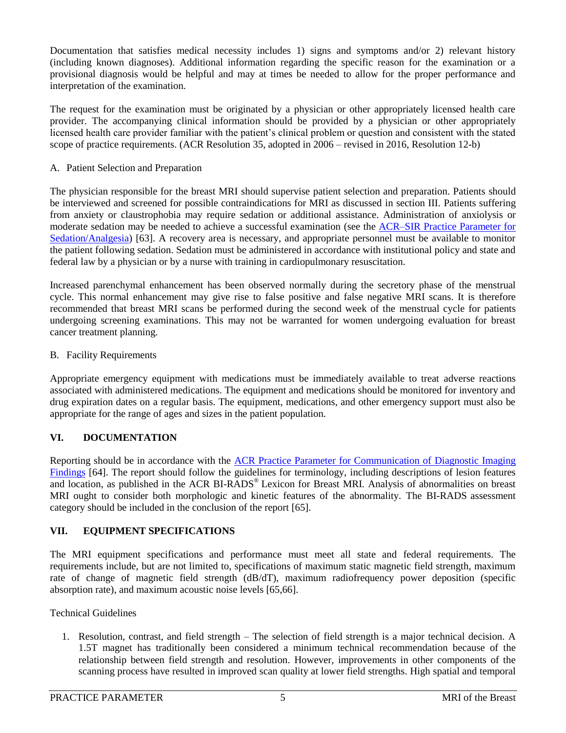Documentation that satisfies medical necessity includes 1) signs and symptoms and/or 2) relevant history (including known diagnoses). Additional information regarding the specific reason for the examination or a provisional diagnosis would be helpful and may at times be needed to allow for the proper performance and interpretation of the examination.

The request for the examination must be originated by a physician or other appropriately licensed health care provider. The accompanying clinical information should be provided by a physician or other appropriately licensed health care provider familiar with the patient's clinical problem or question and consistent with the stated scope of practice requirements. (ACR Resolution 35, adopted in 2006 – revised in 2016, Resolution 12-b)

A. Patient Selection and Preparation

The physician responsible for the breast MRI should supervise patient selection and preparation. Patients should be interviewed and screened for possible contraindications for MRI as discussed in section III. Patients suffering from anxiety or claustrophobia may require sedation or additional assistance. Administration of anxiolysis or moderate sedation may be needed to achieve a successful examination (see the ACR–SIR Practice Parameter for Sedation/Analgesia) [63]. A recovery area is necessary, and appropriate personnel must be available to monitor the patient following sedation. Sedation must be administered in accordance with institutional policy and state and federal law by a physician or by a nurse with training in cardiopulmonary resuscitation.

Increased parenchymal enhancement has been observed normally during the secretory phase of the menstrual cycle. This normal enhancement may give rise to false positive and false negative MRI scans. It is therefore recommended that breast MRI scans be performed during the second week of the menstrual cycle for patients undergoing screening examinations. This may not be warranted for women undergoing evaluation for breast cancer treatment planning.

B. Facility Requirements

Appropriate emergency equipment with medications must be immediately available to treat adverse reactions associated with administered medications. The equipment and medications should be monitored for inventory and drug expiration dates on a regular basis. The equipment, medications, and other emergency support must also be appropriate for the range of ages and sizes in the patient population.

## VI. DOCUMENTATION

Reporting should be in accordance with the ACR Practice Parameter for Communication of Diagnostic Imaging Findings [64]. The report should follow the guidelines for terminology, including descriptions of lesion features and location, as published in the ACR BI-RADS® Lexicon for Breast MRI. Analysis of abnormalities on breast MRI ought to consider both morphologic and kinetic features of the abnormality. The BI-RADS assessment category should be included in the conclusion of the report [65].

## VII. EQUIPMENT SPECIFICATIONS

The MRI equipment specifications and performance must meet all state and federal requirements. The requirements include, but are not limited to, specifications of maximum static magnetic field strength, maximum rate of change of magnetic field strength (dB/dT), maximum radiofrequency power deposition (specific absorption rate), and maximum acoustic noise levels [65,66].

Technical Guidelines

1. Resolution, contrast, and field strength – The selection of field strength is a major technical decision. A 1.5T magnet has traditionally been considered a minimum technical recommendation because of the relationship between field strength and resolution. However, improvements in other components of the scanning process have resulted in improved scan quality at lower field strengths. High spatial and temporal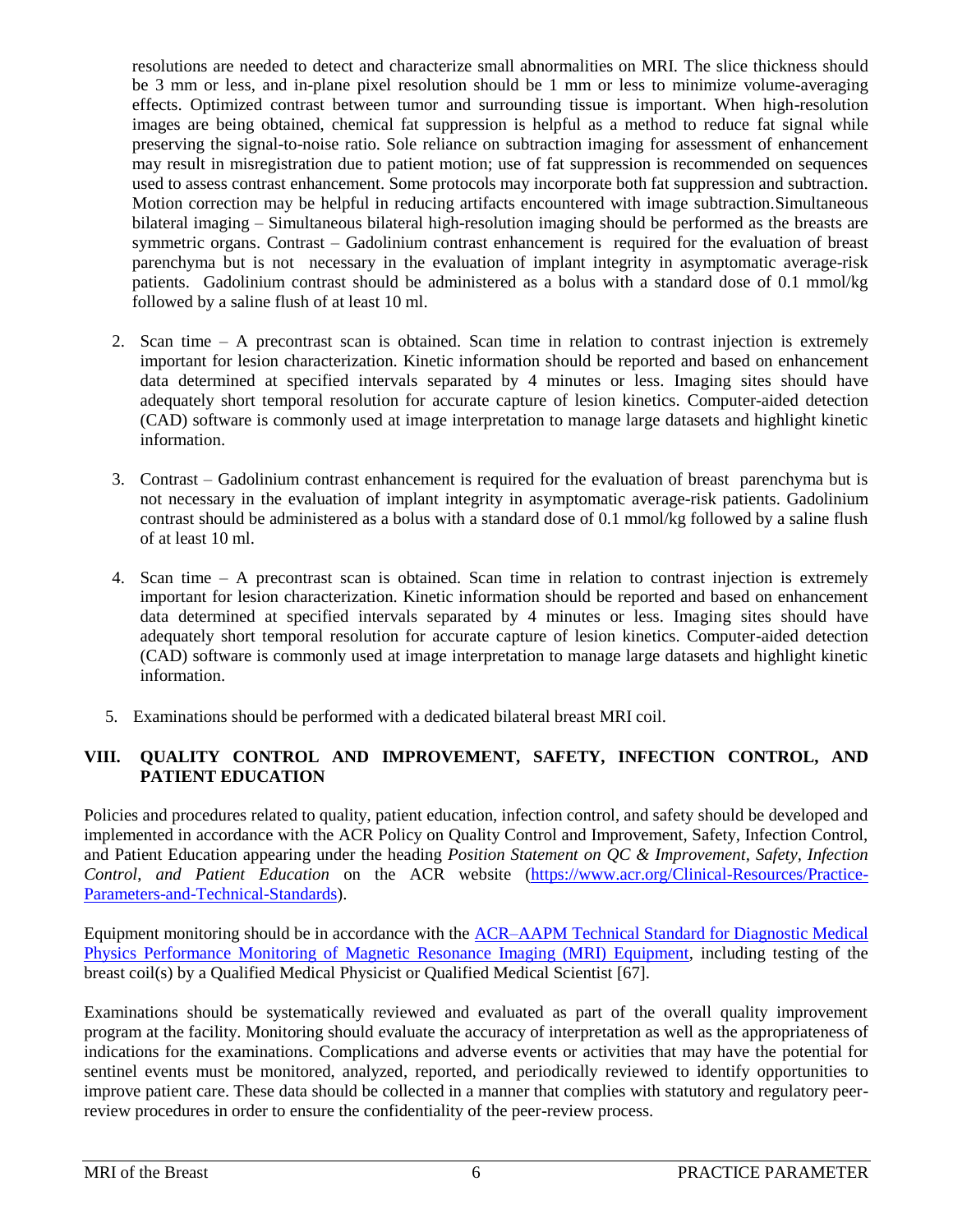resolutions are needed to detect and characterize small abnormalities on MRI. The slice thickness should be 3 mm or less, and in-plane pixel resolution should be 1 mm or less to minimize volume-averaging effects. Optimized contrast between tumor and surrounding tissue is important. When high-resolution images are being obtained, chemical fat suppression is helpful as a method to reduce fat signal while preserving the signal-to-noise ratio. Sole reliance on subtraction imaging for assessment of enhancement may result in misregistration due to patient motion; use of fat suppression is recommended on sequences used to assess contrast enhancement. Some protocols may incorporate both fat suppression and subtraction. Motion correction may be helpful in reducing artifacts encountered with image subtraction.Simultaneous bilateral imaging – Simultaneous bilateral high-resolution imaging should be performed as the breasts are symmetric organs. Contrast – Gadolinium contrast enhancement is required for the evaluation of breast parenchyma but is not necessary in the evaluation of implant integrity in asymptomatic average-risk patients. Gadolinium contrast should be administered as a bolus with a standard dose of 0.1 mmol/kg followed by a saline flush of at least 10 ml.

2. Scan time – A precontrast scan is obtained. Scan time in relation to contrast injection is extremely important for lesion characterization. Kinetic information should be reported and based on enhancement data determined at specified intervals separated by 4 minutes or less. Imaging sites should have adequately short temporal resolution for accurate capture of lesion kinetics. Computer-aided detection (CAD) software is commonly used at image interpretation to manage large datasets and highlight kinetic information.

3. Contrast – Gadolinium contrast enhancement is required for the evaluation of breast parenchyma but is not necessary in the evaluation of implant integrity in asymptomatic average-risk patients. Gadolinium contrast should be administered as a bolus with a standard dose of 0.1 mmol/kg followed by a saline flush of at least 10 ml.

4. Scan time – A precontrast scan is obtained. Scan time in relation to contrast injection is extremely important for lesion characterization. Kinetic information should be reported and based on enhancement data determined at specified intervals separated by 4 minutes or less. Imaging sites should have adequately short temporal resolution for accurate capture of lesion kinetics. Computer-aided detection (CAD) software is commonly used at image interpretation to manage large datasets and highlight kinetic information.

5. Examinations should be performed with a dedicated bilateral breast MRI coil.

## VIII. QUALITY CONTROL AND IMPROVEMENT, SAFETY, INFECTION CONTROL, AND PATIENT EDUCATION

Policies and procedures related to quality, patient education, infection control, and safety should be developed and implemented in accordance with the ACR Policy on Quality Control and Improvement, Safety, Infection Control, and Patient Education appearing under the heading *Position Statement on QC & Improvement, Safety, Infection Control, and Patient Education* on the ACR website (https://www.acr.org/Clinical-Resources/Practice-Parameters-and-Technical-Standards).

Equipment monitoring should be in accordance with the ACR–AAPM Technical Standard for Diagnostic Medical Physics Performance Monitoring of Magnetic Resonance Imaging (MRI) Equipment, including testing of the breast coil(s) by a Qualified Medical Physicist or Qualified Medical Scientist [67].

Examinations should be systematically reviewed and evaluated as part of the overall quality improvement program at the facility. Monitoring should evaluate the accuracy of interpretation as well as the appropriateness of indications for the examinations. Complications and adverse events or activities that may have the potential for sentinel events must be monitored, analyzed, reported, and periodically reviewed to identify opportunities to improve patient care. These data should be collected in a manner that complies with statutory and regulatory peer-review procedures in order to ensure the confidentiality of the peer-review process.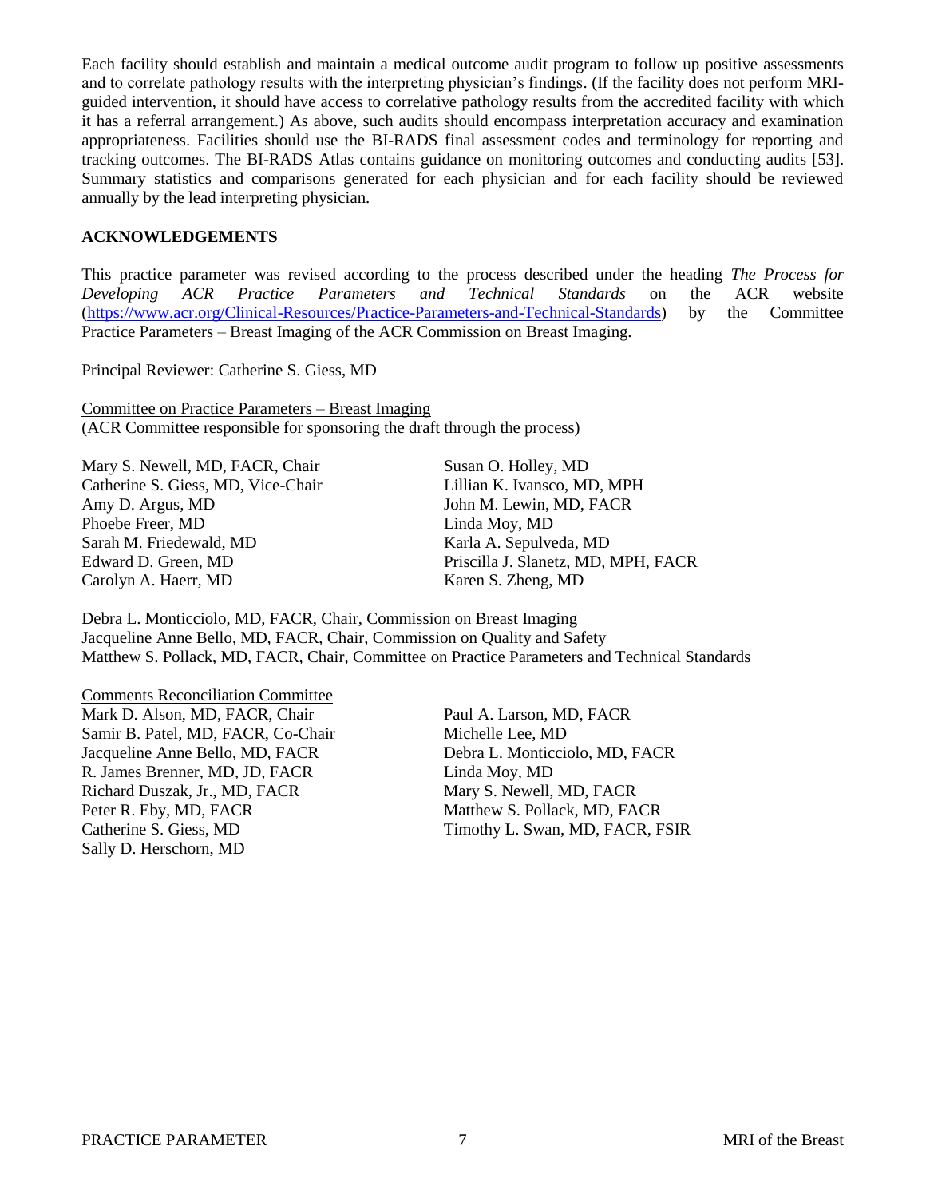Each facility should establish and maintain a medical outcome audit program to follow up positive assessments and to correlate pathology results with the interpreting physician's findings. (If the facility does not perform MRI-guided intervention, it should have access to correlative pathology results from the accredited facility with which it has a referral arrangement.) As above, such audits should encompass interpretation accuracy and examination appropriateness. Facilities should use the BI-RADS final assessment codes and terminology for reporting and tracking outcomes. The BI-RADS Atlas contains guidance on monitoring outcomes and conducting audits [53]. Summary statistics and comparisons generated for each physician and for each facility should be reviewed annually by the lead interpreting physician.

## ACKNOWLEDGEMENTS

This practice parameter was revised according to the process described under the heading *The Process for Developing ACR Practice Parameters and Technical Standards* on the ACR website (https://www.acr.org/Clinical-Resources/Practice-Parameters-and-Technical-Standards) by the Committee Practice Parameters – Breast Imaging of the ACR Commission on Breast Imaging.

Principal Reviewer: Catherine S. Giess, MD

Committee on Practice Parameters – Breast Imaging
(ACR Committee responsible for sponsoring the draft through the process)

Mary S. Newell, MD, FACR, Chair
Catherine S. Giess, MD, Vice-Chair
Amy D. Argus, MD
Phoebe Freer, MD
Sarah M. Friedewald, MD
Edward D. Green, MD
Carolyn A. Haerr, MD
Susan O. Holley, MD
Lillian K. Ivansco, MD, MPH
John M. Lewin, MD, FACR
Linda Moy, MD
Karla A. Sepulveda, MD
Priscilla J. Slanetz, MD, MPH, FACR
Karen S. Zheng, MD

Debra L. Monticciolo, MD, FACR, Chair, Commission on Breast Imaging
Jacqueline Anne Bello, MD, FACR, Chair, Commission on Quality and Safety
Matthew S. Pollack, MD, FACR, Chair, Committee on Practice Parameters and Technical Standards

Comments Reconciliation Committee
Mark D. Alson, MD, FACR, Chair
Samir B. Patel, MD, FACR, Co-Chair
Jacqueline Anne Bello, MD, FACR
R. James Brenner, MD, JD, FACR
Richard Duszak, Jr., MD, FACR
Peter R. Eby, MD, FACR
Catherine S. Giess, MD
Sally D. Herschorn, MD
Paul A. Larson, MD, FACR
Michelle Lee, MD
Debra L. Monticciolo, MD, FACR
Linda Moy, MD
Mary S. Newell, MD, FACR
Matthew S. Pollack, MD, FACR
Timothy L. Swan, MD, FACR, FSIR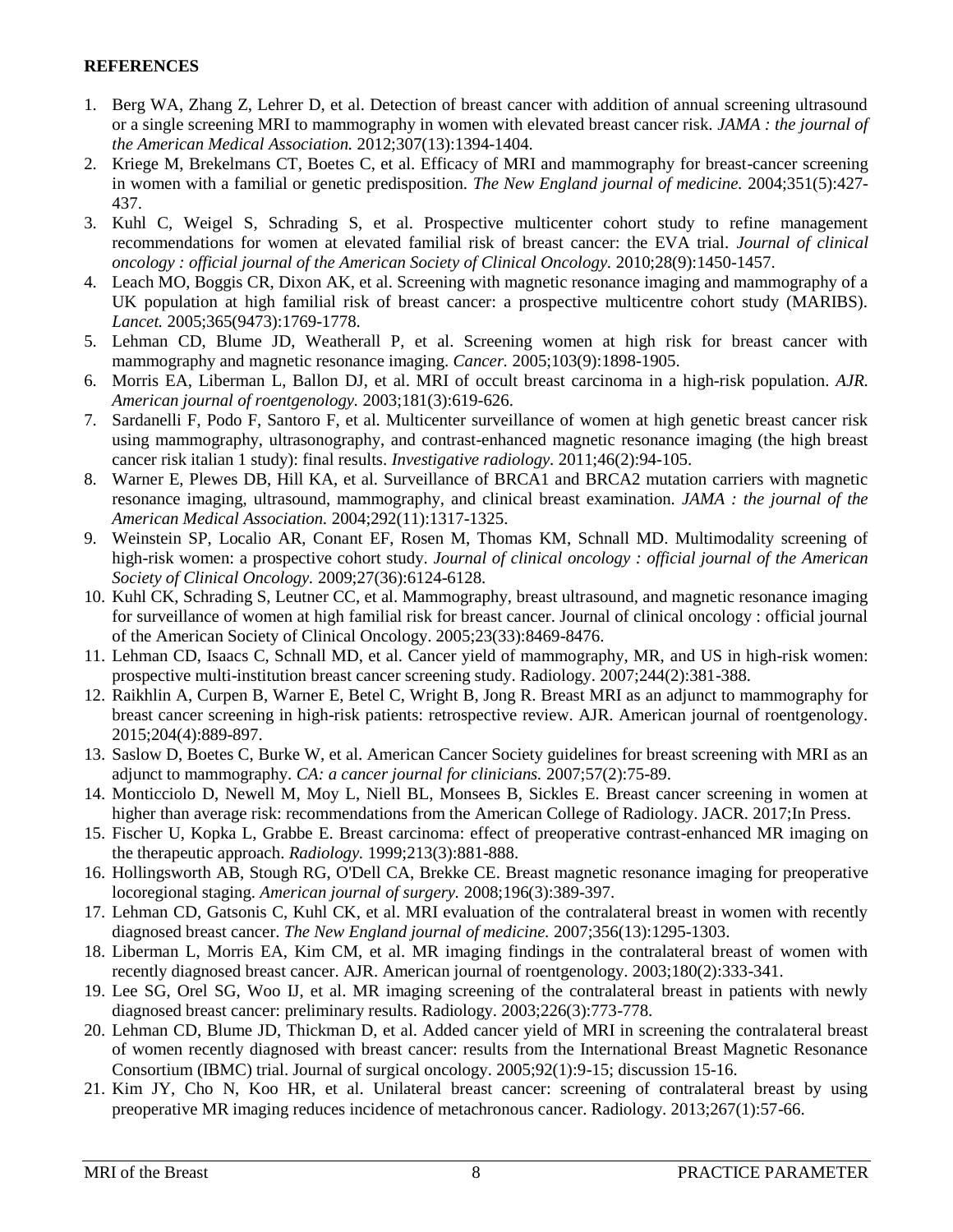**REFERENCES**

1. Berg WA, Zhang Z, Lehrer D, et al. Detection of breast cancer with addition of annual screening ultrasound or a single screening MRI to mammography in women with elevated breast cancer risk. *JAMA : the journal of the American Medical Association.* 2012;307(13):1394-1404.
2. Kriege M, Brekelmans CT, Boetes C, et al. Efficacy of MRI and mammography for breast-cancer screening in women with a familial or genetic predisposition. *The New England journal of medicine.* 2004;351(5):427-437.
3. Kuhl C, Weigel S, Schrading S, et al. Prospective multicenter cohort study to refine management recommendations for women at elevated familial risk of breast cancer: the EVA trial. *Journal of clinical oncology : official journal of the American Society of Clinical Oncology.* 2010;28(9):1450-1457.
4. Leach MO, Boggis CR, Dixon AK, et al. Screening with magnetic resonance imaging and mammography of a UK population at high familial risk of breast cancer: a prospective multicentre cohort study (MARIBS). *Lancet.* 2005;365(9473):1769-1778.
5. Lehman CD, Blume JD, Weatherall P, et al. Screening women at high risk for breast cancer with mammography and magnetic resonance imaging. *Cancer.* 2005;103(9):1898-1905.
6. Morris EA, Liberman L, Ballon DJ, et al. MRI of occult breast carcinoma in a high-risk population. *AJR. American journal of roentgenology.* 2003;181(3):619-626.
7. Sardanelli F, Podo F, Santoro F, et al. Multicenter surveillance of women at high genetic breast cancer risk using mammography, ultrasonography, and contrast-enhanced magnetic resonance imaging (the high breast cancer risk italian 1 study): final results. *Investigative radiology.* 2011;46(2):94-105.
8. Warner E, Plewes DB, Hill KA, et al. Surveillance of BRCA1 and BRCA2 mutation carriers with magnetic resonance imaging, ultrasound, mammography, and clinical breast examination. *JAMA : the journal of the American Medical Association.* 2004;292(11):1317-1325.
9. Weinstein SP, Localio AR, Conant EF, Rosen M, Thomas KM, Schnall MD. Multimodality screening of high-risk women: a prospective cohort study. *Journal of clinical oncology : official journal of the American Society of Clinical Oncology.* 2009;27(36):6124-6128.
10. Kuhl CK, Schrading S, Leutner CC, et al. Mammography, breast ultrasound, and magnetic resonance imaging for surveillance of women at high familial risk for breast cancer. Journal of clinical oncology : official journal of the American Society of Clinical Oncology. 2005;23(33):8469-8476.
11. Lehman CD, Isaacs C, Schnall MD, et al. Cancer yield of mammography, MR, and US in high-risk women: prospective multi-institution breast cancer screening study. Radiology. 2007;244(2):381-388.
12. Raikhlin A, Curpen B, Warner E, Betel C, Wright B, Jong R. Breast MRI as an adjunct to mammography for breast cancer screening in high-risk patients: retrospective review. AJR. American journal of roentgenology. 2015;204(4):889-897.
13. Saslow D, Boetes C, Burke W, et al. American Cancer Society guidelines for breast screening with MRI as an adjunct to mammography. *CA: a cancer journal for clinicians.* 2007;57(2):75-89.
14. Monticciolo D, Newell M, Moy L, Niell BL, Monsees B, Sickles E. Breast cancer screening in women at higher than average risk: recommendations from the American College of Radiology. JACR. 2017;In Press.
15. Fischer U, Kopka L, Grabbe E. Breast carcinoma: effect of preoperative contrast-enhanced MR imaging on the therapeutic approach. *Radiology.* 1999;213(3):881-888.
16. Hollingsworth AB, Stough RG, O'Dell CA, Brekke CE. Breast magnetic resonance imaging for preoperative locoregional staging. *American journal of surgery.* 2008;196(3):389-397.
17. Lehman CD, Gatsonis C, Kuhl CK, et al. MRI evaluation of the contralateral breast in women with recently diagnosed breast cancer. *The New England journal of medicine.* 2007;356(13):1295-1303.
18. Liberman L, Morris EA, Kim CM, et al. MR imaging findings in the contralateral breast of women with recently diagnosed breast cancer. AJR. American journal of roentgenology. 2003;180(2):333-341.
19. Lee SG, Orel SG, Woo IJ, et al. MR imaging screening of the contralateral breast in patients with newly diagnosed breast cancer: preliminary results. Radiology. 2003;226(3):773-778.
20. Lehman CD, Blume JD, Thickman D, et al. Added cancer yield of MRI in screening the contralateral breast of women recently diagnosed with breast cancer: results from the International Breast Magnetic Resonance Consortium (IBMC) trial. Journal of surgical oncology. 2005;92(1):9-15; discussion 15-16.
21. Kim JY, Cho N, Koo HR, et al. Unilateral breast cancer: screening of contralateral breast by using preoperative MR imaging reduces incidence of metachronous cancer. Radiology. 2013;267(1):57-66.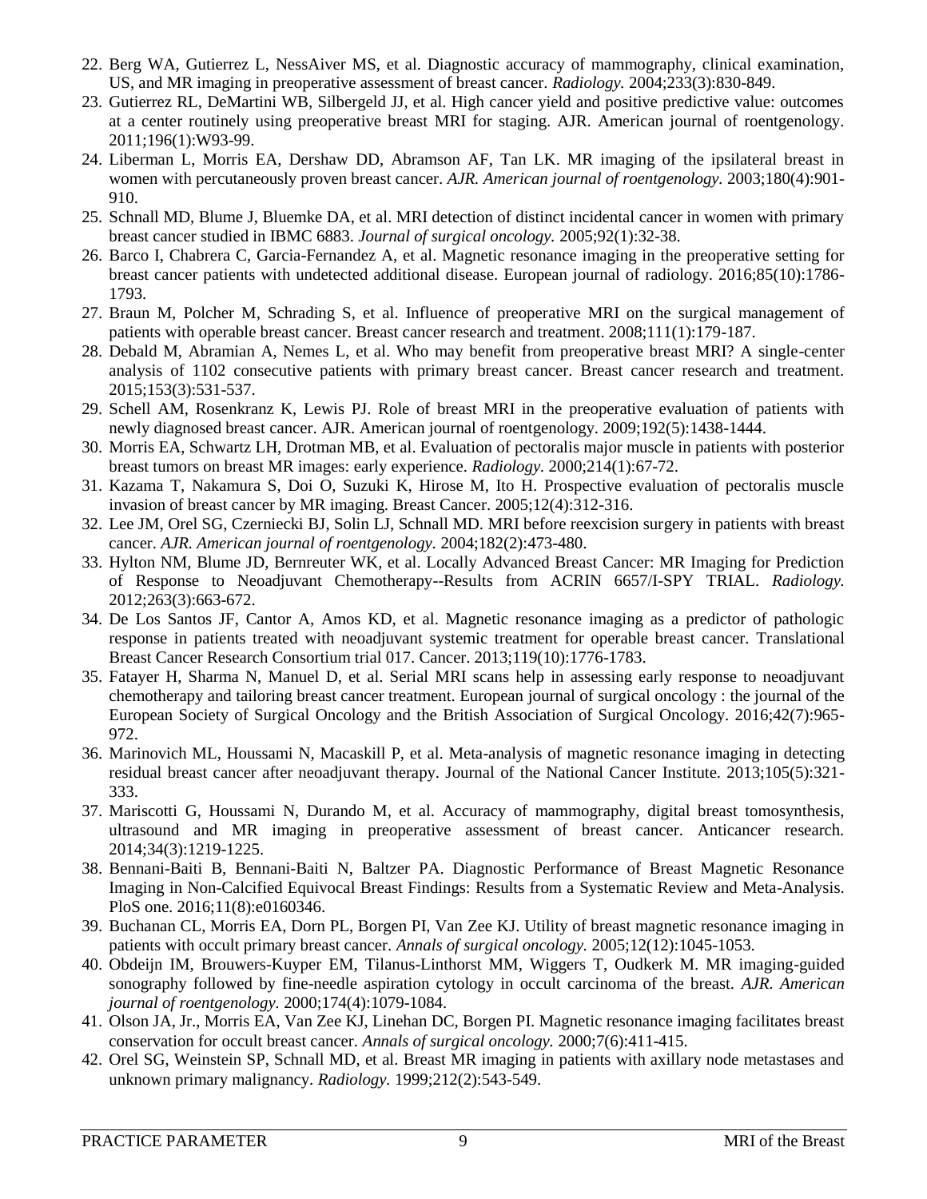22. Berg WA, Gutierrez L, NessAiver MS, et al. Diagnostic accuracy of mammography, clinical examination, US, and MR imaging in preoperative assessment of breast cancer. *Radiology.* 2004;233(3):830-849.
23. Gutierrez RL, DeMartini WB, Silbergeld JJ, et al. High cancer yield and positive predictive value: outcomes at a center routinely using preoperative breast MRI for staging. AJR. American journal of roentgenology. 2011;196(1):W93-99.
24. Liberman L, Morris EA, Dershaw DD, Abramson AF, Tan LK. MR imaging of the ipsilateral breast in women with percutaneously proven breast cancer. *AJR. American journal of roentgenology.* 2003;180(4):901-910.
25. Schnall MD, Blume J, Bluemke DA, et al. MRI detection of distinct incidental cancer in women with primary breast cancer studied in IBMC 6883. *Journal of surgical oncology.* 2005;92(1):32-38.
26. Barco I, Chabrera C, Garcia-Fernandez A, et al. Magnetic resonance imaging in the preoperative setting for breast cancer patients with undetected additional disease. European journal of radiology. 2016;85(10):1786-1793.
27. Braun M, Polcher M, Schrading S, et al. Influence of preoperative MRI on the surgical management of patients with operable breast cancer. Breast cancer research and treatment. 2008;111(1):179-187.
28. Debald M, Abramian A, Nemes L, et al. Who may benefit from preoperative breast MRI? A single-center analysis of 1102 consecutive patients with primary breast cancer. Breast cancer research and treatment. 2015;153(3):531-537.
29. Schell AM, Rosenkranz K, Lewis PJ. Role of breast MRI in the preoperative evaluation of patients with newly diagnosed breast cancer. AJR. American journal of roentgenology. 2009;192(5):1438-1444.
30. Morris EA, Schwartz LH, Drotman MB, et al. Evaluation of pectoralis major muscle in patients with posterior breast tumors on breast MR images: early experience. *Radiology.* 2000;214(1):67-72.
31. Kazama T, Nakamura S, Doi O, Suzuki K, Hirose M, Ito H. Prospective evaluation of pectoralis muscle invasion of breast cancer by MR imaging. Breast Cancer. 2005;12(4):312-316.
32. Lee JM, Orel SG, Czerniecki BJ, Solin LJ, Schnall MD. MRI before reexcision surgery in patients with breast cancer. *AJR. American journal of roentgenology.* 2004;182(2):473-480.
33. Hylton NM, Blume JD, Bernreuter WK, et al. Locally Advanced Breast Cancer: MR Imaging for Prediction of Response to Neoadjuvant Chemotherapy--Results from ACRIN 6657/I-SPY TRIAL. *Radiology.* 2012;263(3):663-672.
34. De Los Santos JF, Cantor A, Amos KD, et al. Magnetic resonance imaging as a predictor of pathologic response in patients treated with neoadjuvant systemic treatment for operable breast cancer. Translational Breast Cancer Research Consortium trial 017. Cancer. 2013;119(10):1776-1783.
35. Fatayer H, Sharma N, Manuel D, et al. Serial MRI scans help in assessing early response to neoadjuvant chemotherapy and tailoring breast cancer treatment. European journal of surgical oncology : the journal of the European Society of Surgical Oncology and the British Association of Surgical Oncology. 2016;42(7):965-972.
36. Marinovich ML, Houssami N, Macaskill P, et al. Meta-analysis of magnetic resonance imaging in detecting residual breast cancer after neoadjuvant therapy. Journal of the National Cancer Institute. 2013;105(5):321-333.
37. Mariscotti G, Houssami N, Durando M, et al. Accuracy of mammography, digital breast tomosynthesis, ultrasound and MR imaging in preoperative assessment of breast cancer. Anticancer research. 2014;34(3):1219-1225.
38. Bennani-Baiti B, Bennani-Baiti N, Baltzer PA. Diagnostic Performance of Breast Magnetic Resonance Imaging in Non-Calcified Equivocal Breast Findings: Results from a Systematic Review and Meta-Analysis. PloS one. 2016;11(8):e0160346.
39. Buchanan CL, Morris EA, Dorn PL, Borgen PI, Van Zee KJ. Utility of breast magnetic resonance imaging in patients with occult primary breast cancer. *Annals of surgical oncology.* 2005;12(12):1045-1053.
40. Obdeijn IM, Brouwers-Kuyper EM, Tilanus-Linthorst MM, Wiggers T, Oudkerk M. MR imaging-guided sonography followed by fine-needle aspiration cytology in occult carcinoma of the breast. *AJR. American journal of roentgenology.* 2000;174(4):1079-1084.
41. Olson JA, Jr., Morris EA, Van Zee KJ, Linehan DC, Borgen PI. Magnetic resonance imaging facilitates breast conservation for occult breast cancer. *Annals of surgical oncology.* 2000;7(6):411-415.
42. Orel SG, Weinstein SP, Schnall MD, et al. Breast MR imaging in patients with axillary node metastases and unknown primary malignancy. *Radiology.* 1999;212(2):543-549.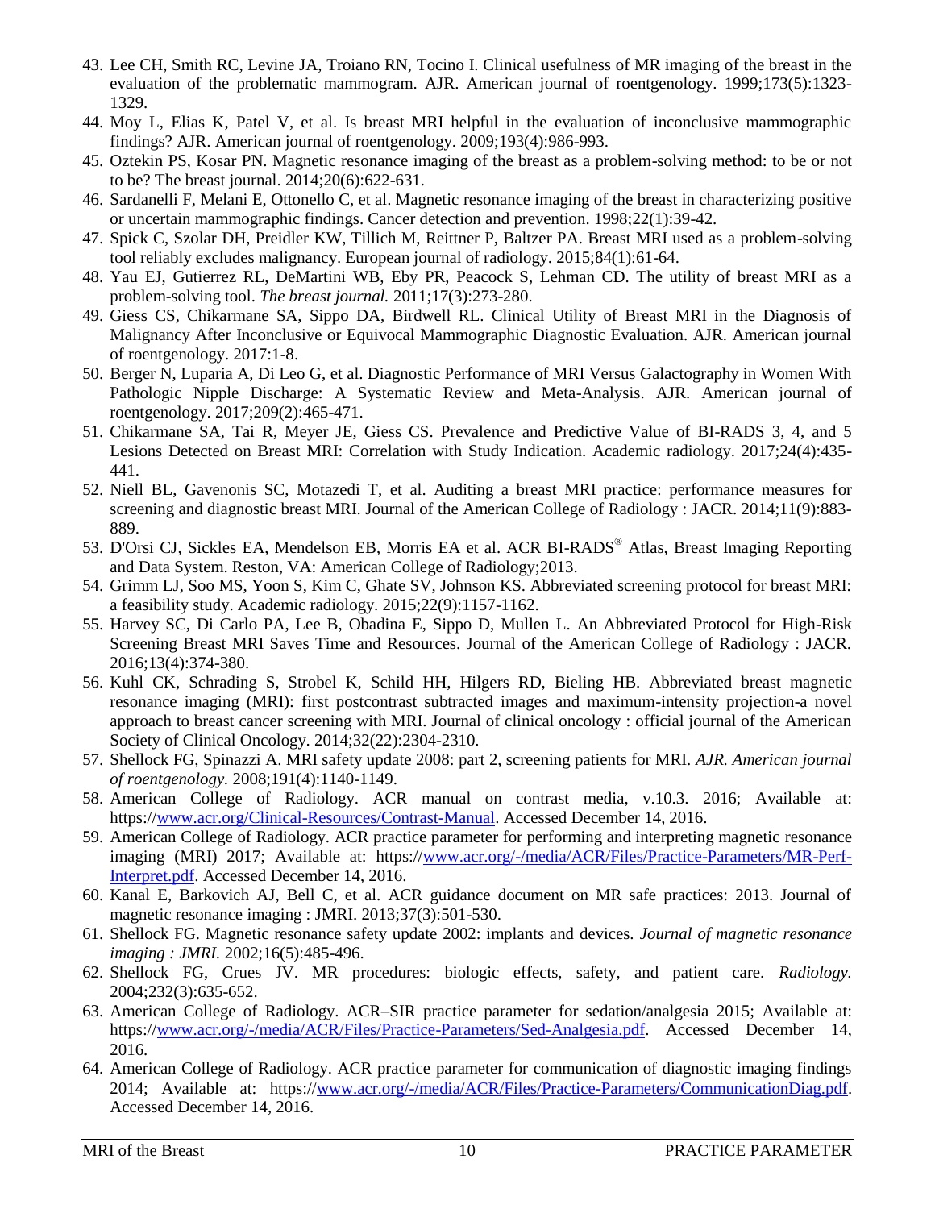43. Lee CH, Smith RC, Levine JA, Troiano RN, Tocino I. Clinical usefulness of MR imaging of the breast in the evaluation of the problematic mammogram. AJR. American journal of roentgenology. 1999;173(5):1323-1329.
44. Moy L, Elias K, Patel V, et al. Is breast MRI helpful in the evaluation of inconclusive mammographic findings? AJR. American journal of roentgenology. 2009;193(4):986-993.
45. Oztekin PS, Kosar PN. Magnetic resonance imaging of the breast as a problem-solving method: to be or not to be? The breast journal. 2014;20(6):622-631.
46. Sardanelli F, Melani E, Ottonello C, et al. Magnetic resonance imaging of the breast in characterizing positive or uncertain mammographic findings. Cancer detection and prevention. 1998;22(1):39-42.
47. Spick C, Szolar DH, Preidler KW, Tillich M, Reittner P, Baltzer PA. Breast MRI used as a problem-solving tool reliably excludes malignancy. European journal of radiology. 2015;84(1):61-64.
48. Yau EJ, Gutierrez RL, DeMartini WB, Eby PR, Peacock S, Lehman CD. The utility of breast MRI as a problem-solving tool. *The breast journal.* 2011;17(3):273-280.
49. Giess CS, Chikarmane SA, Sippo DA, Birdwell RL. Clinical Utility of Breast MRI in the Diagnosis of Malignancy After Inconclusive or Equivocal Mammographic Diagnostic Evaluation. AJR. American journal of roentgenology. 2017:1-8.
50. Berger N, Luparia A, Di Leo G, et al. Diagnostic Performance of MRI Versus Galactography in Women With Pathologic Nipple Discharge: A Systematic Review and Meta-Analysis. AJR. American journal of roentgenology. 2017;209(2):465-471.
51. Chikarmane SA, Tai R, Meyer JE, Giess CS. Prevalence and Predictive Value of BI-RADS 3, 4, and 5 Lesions Detected on Breast MRI: Correlation with Study Indication. Academic radiology. 2017;24(4):435-441.
52. Niell BL, Gavenonis SC, Motazedi T, et al. Auditing a breast MRI practice: performance measures for screening and diagnostic breast MRI. Journal of the American College of Radiology : JACR. 2014;11(9):883-889.
53. D'Orsi CJ, Sickles EA, Mendelson EB, Morris EA et al. ACR BI-RADS® Atlas, Breast Imaging Reporting and Data System. Reston, VA: American College of Radiology;2013.
54. Grimm LJ, Soo MS, Yoon S, Kim C, Ghate SV, Johnson KS. Abbreviated screening protocol for breast MRI: a feasibility study. Academic radiology. 2015;22(9):1157-1162.
55. Harvey SC, Di Carlo PA, Lee B, Obadina E, Sippo D, Mullen L. An Abbreviated Protocol for High-Risk Screening Breast MRI Saves Time and Resources. Journal of the American College of Radiology : JACR. 2016;13(4):374-380.
56. Kuhl CK, Schrading S, Strobel K, Schild HH, Hilgers RD, Bieling HB. Abbreviated breast magnetic resonance imaging (MRI): first postcontrast subtracted images and maximum-intensity projection-a novel approach to breast cancer screening with MRI. Journal of clinical oncology : official journal of the American Society of Clinical Oncology. 2014;32(22):2304-2310.
57. Shellock FG, Spinazzi A. MRI safety update 2008: part 2, screening patients for MRI. *AJR. American journal of roentgenology.* 2008;191(4):1140-1149.
58. American College of Radiology. ACR manual on contrast media, v.10.3. 2016; Available at: https://www.acr.org/Clinical-Resources/Contrast-Manual. Accessed December 14, 2016.
59. American College of Radiology. ACR practice parameter for performing and interpreting magnetic resonance imaging (MRI) 2017; Available at: https://www.acr.org/-/media/ACR/Files/Practice-Parameters/MR-Perf-Interpret.pdf. Accessed December 14, 2016.
60. Kanal E, Barkovich AJ, Bell C, et al. ACR guidance document on MR safe practices: 2013. Journal of magnetic resonance imaging : JMRI. 2013;37(3):501-530.
61. Shellock FG. Magnetic resonance safety update 2002: implants and devices. *Journal of magnetic resonance imaging : JMRI.* 2002;16(5):485-496.
62. Shellock FG, Crues JV. MR procedures: biologic effects, safety, and patient care. *Radiology.* 2004;232(3):635-652.
63. American College of Radiology. ACR–SIR practice parameter for sedation/analgesia 2015; Available at: https://www.acr.org/-/media/ACR/Files/Practice-Parameters/Sed-Analgesia.pdf. Accessed December 14, 2016.
64. American College of Radiology. ACR practice parameter for communication of diagnostic imaging findings 2014; Available at: https://www.acr.org/-/media/ACR/Files/Practice-Parameters/CommunicationDiag.pdf. Accessed December 14, 2016.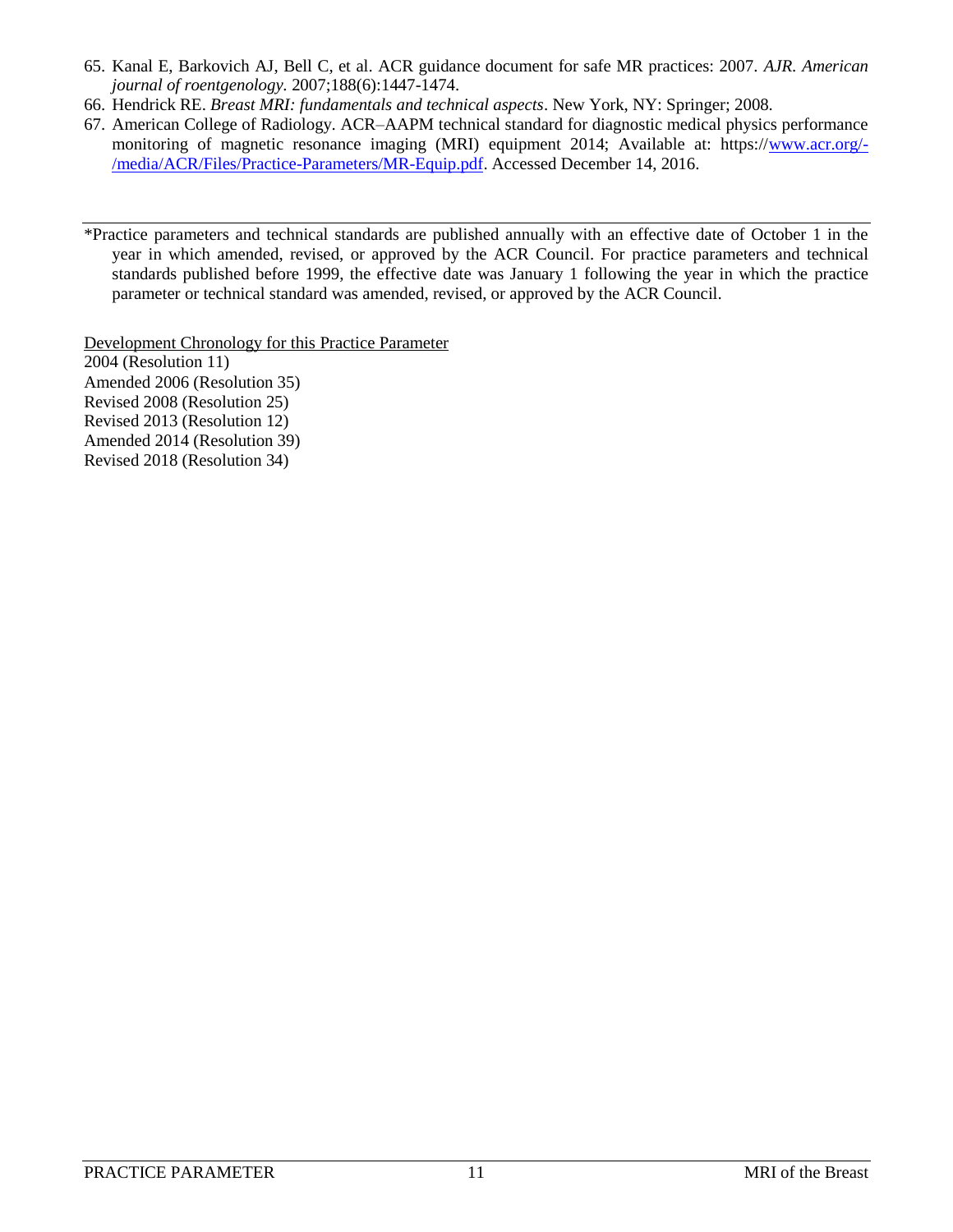65. Kanal E, Barkovich AJ, Bell C, et al. ACR guidance document for safe MR practices: 2007. *AJR. American journal of roentgenology*. 2007;188(6):1447-1474.
66. Hendrick RE. *Breast MRI: fundamentals and technical aspects*. New York, NY: Springer; 2008.
67. American College of Radiology. ACR–AAPM technical standard for diagnostic medical physics performance monitoring of magnetic resonance imaging (MRI) equipment 2014; Available at: https://www.acr.org/-/media/ACR/Files/Practice-Parameters/MR-Equip.pdf. Accessed December 14, 2016.

---

*Practice parameters and technical standards are published annually with an effective date of October 1 in the year in which amended, revised, or approved by the ACR Council. For practice parameters and technical standards published before 1999, the effective date was January 1 following the year in which the practice parameter or technical standard was amended, revised, or approved by the ACR Council.

Development Chronology for this Practice Parameter

2004 (Resolution 11)
Amended 2006 (Resolution 35)
Revised 2008 (Resolution 25)
Revised 2013 (Resolution 12)
Amended 2014 (Resolution 39)
Revised 2018 (Resolution 34)